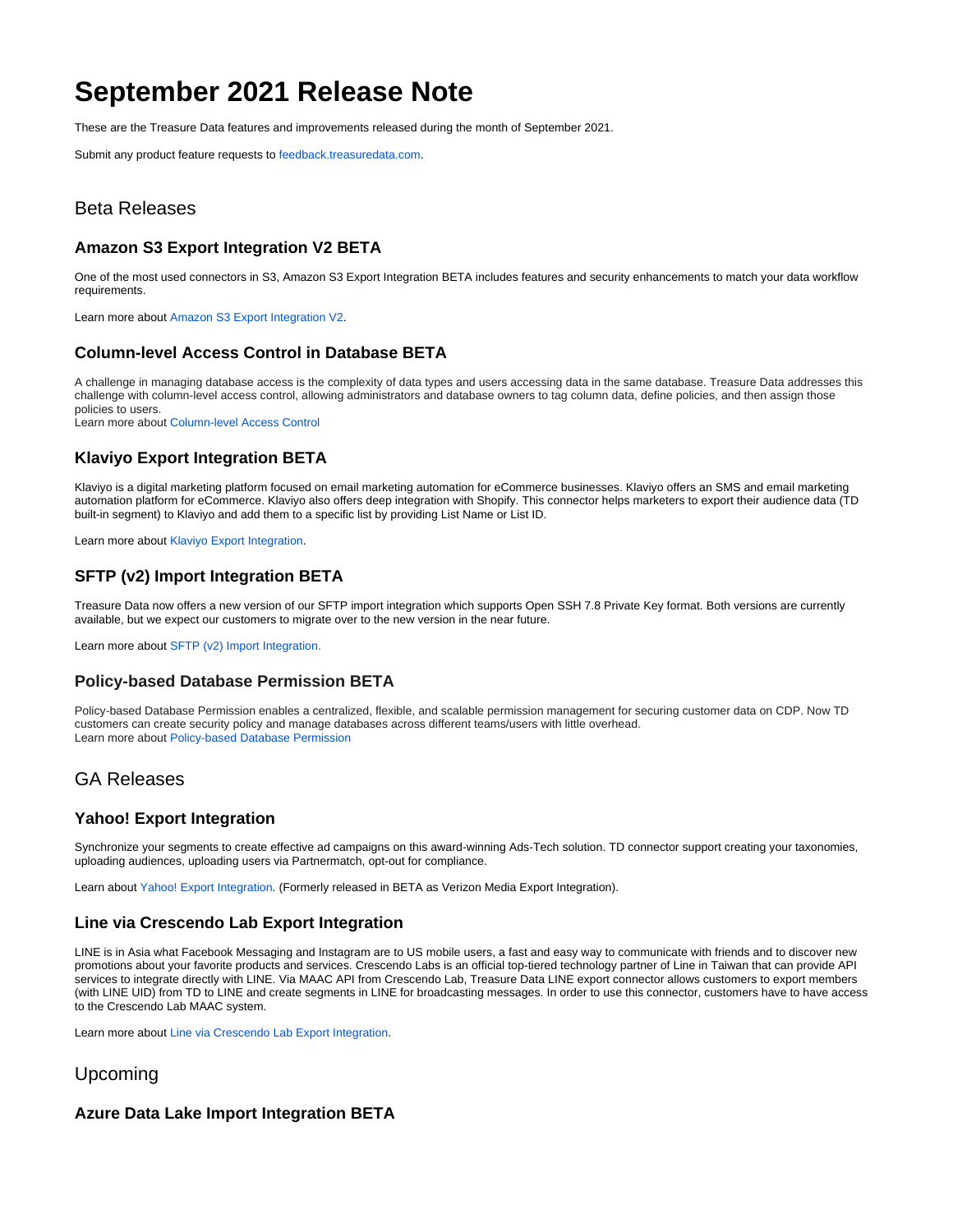# September 2021 Release Note

These are the Treasure Data features and improvements released during the month of September 2021.

Submit any product feature requests to feedback.treasuredata.com.

## Beta Releases

### Amazon S3 Export Integration V2 BETA

One of the most used connectors in S3, Amazon S3 Export Integration BETA includes features and security enhancements to match your data workflow requirements.

Learn more about Amazon S3 Export Integration V2.

### Column-level Access Control in Database BETA

A challenge in managing database access is the complexity of data types and users accessing data in the same database. Treasure Data addresses this challenge with column-level access control, allowing administrators and database owners to tag column data, define policies, and then assign those policies to users.
Learn more about Column-level Access Control

### Klaviyo Export Integration BETA

Klaviyo is a digital marketing platform focused on email marketing automation for eCommerce businesses. Klaviyo offers an SMS and email marketing automation platform for eCommerce. Klaviyo also offers deep integration with Shopify. This connector helps marketers to export their audience data (TD built-in segment) to Klaviyo and add them to a specific list by providing List Name or List ID.

Learn more about Klaviyo Export Integration.

### SFTP (v2) Import Integration BETA

Treasure Data now offers a new version of our SFTP import integration which supports Open SSH 7.8 Private Key format. Both versions are currently available, but we expect our customers to migrate over to the new version in the near future.

Learn more about SFTP (v2) Import Integration.

### Policy-based Database Permission BETA

Policy-based Database Permission enables a centralized, flexible, and scalable permission management for securing customer data on CDP. Now TD customers can create security policy and manage databases across different teams/users with little overhead.
Learn more about Policy-based Database Permission

## GA Releases

### Yahoo! Export Integration

Synchronize your segments to create effective ad campaigns on this award-winning Ads-Tech solution. TD connector support creating your taxonomies, uploading audiences, uploading users via Partnermatch, opt-out for compliance.

Learn about Yahoo! Export Integration. (Formerly released in BETA as Verizon Media Export Integration).

### Line via Crescendo Lab Export Integration

LINE is in Asia what Facebook Messaging and Instagram are to US mobile users, a fast and easy way to communicate with friends and to discover new promotions about your favorite products and services. Crescendo Labs is an official top-tiered technology partner of Line in Taiwan that can provide API services to integrate directly with LINE. Via MAAC API from Crescendo Lab, Treasure Data LINE export connector allows customers to export members (with LINE UID) from TD to LINE and create segments in LINE for broadcasting messages. In order to use this connector, customers have to have access to the Crescendo Lab MAAC system.

Learn more about Line via Crescendo Lab Export Integration.

## Upcoming

### Azure Data Lake Import Integration BETA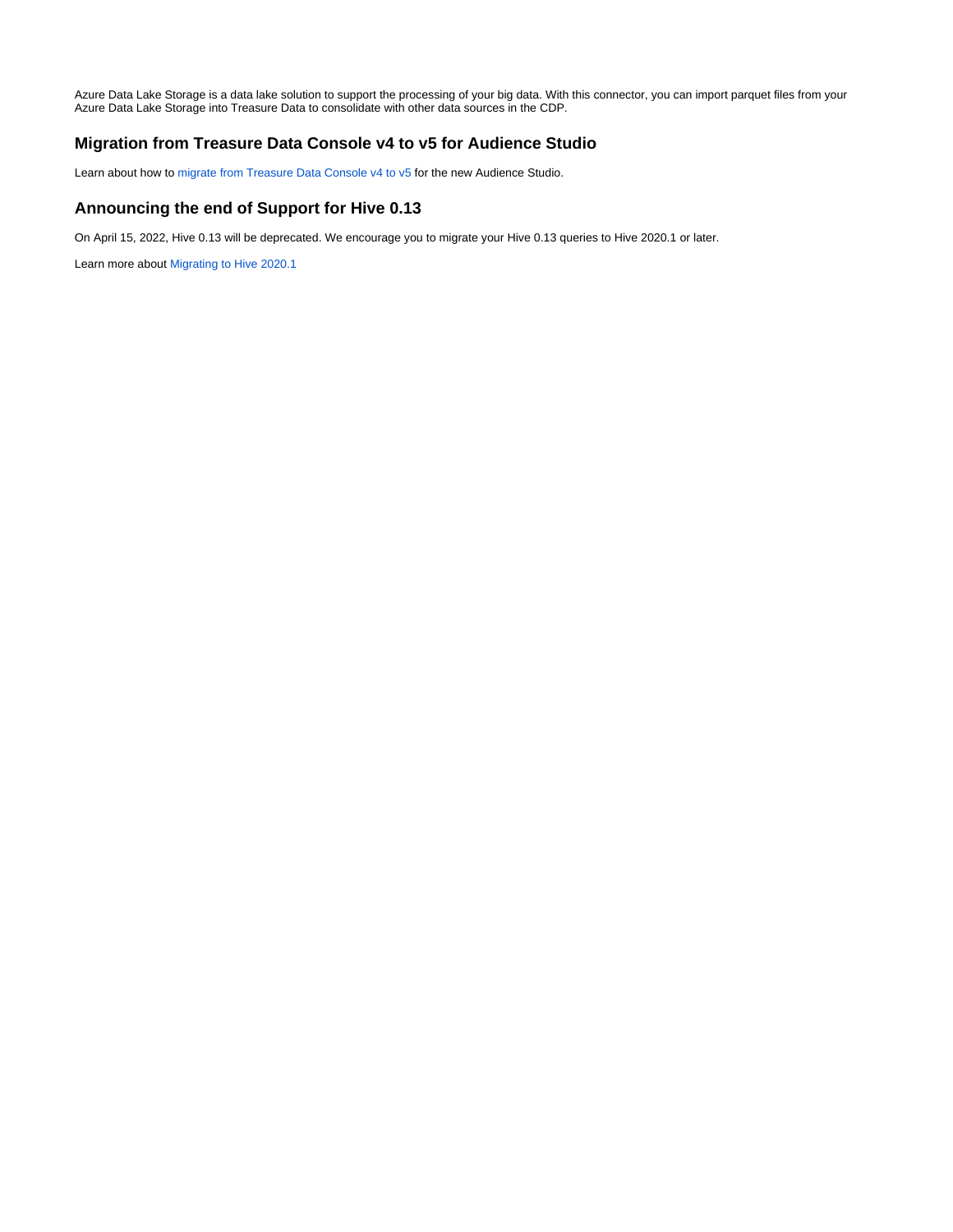Azure Data Lake Storage is a data lake solution to support the processing of your big data. With this connector, you can import parquet files from your Azure Data Lake Storage into Treasure Data to consolidate with other data sources in the CDP.

## Migration from Treasure Data Console v4 to v5 for Audience Studio

Learn about how to migrate from Treasure Data Console v4 to v5 for the new Audience Studio.

## Announcing the end of Support for Hive 0.13

On April 15, 2022, Hive 0.13 will be deprecated. We encourage you to migrate your Hive 0.13 queries to Hive 2020.1 or later.

Learn more about Migrating to Hive 2020.1